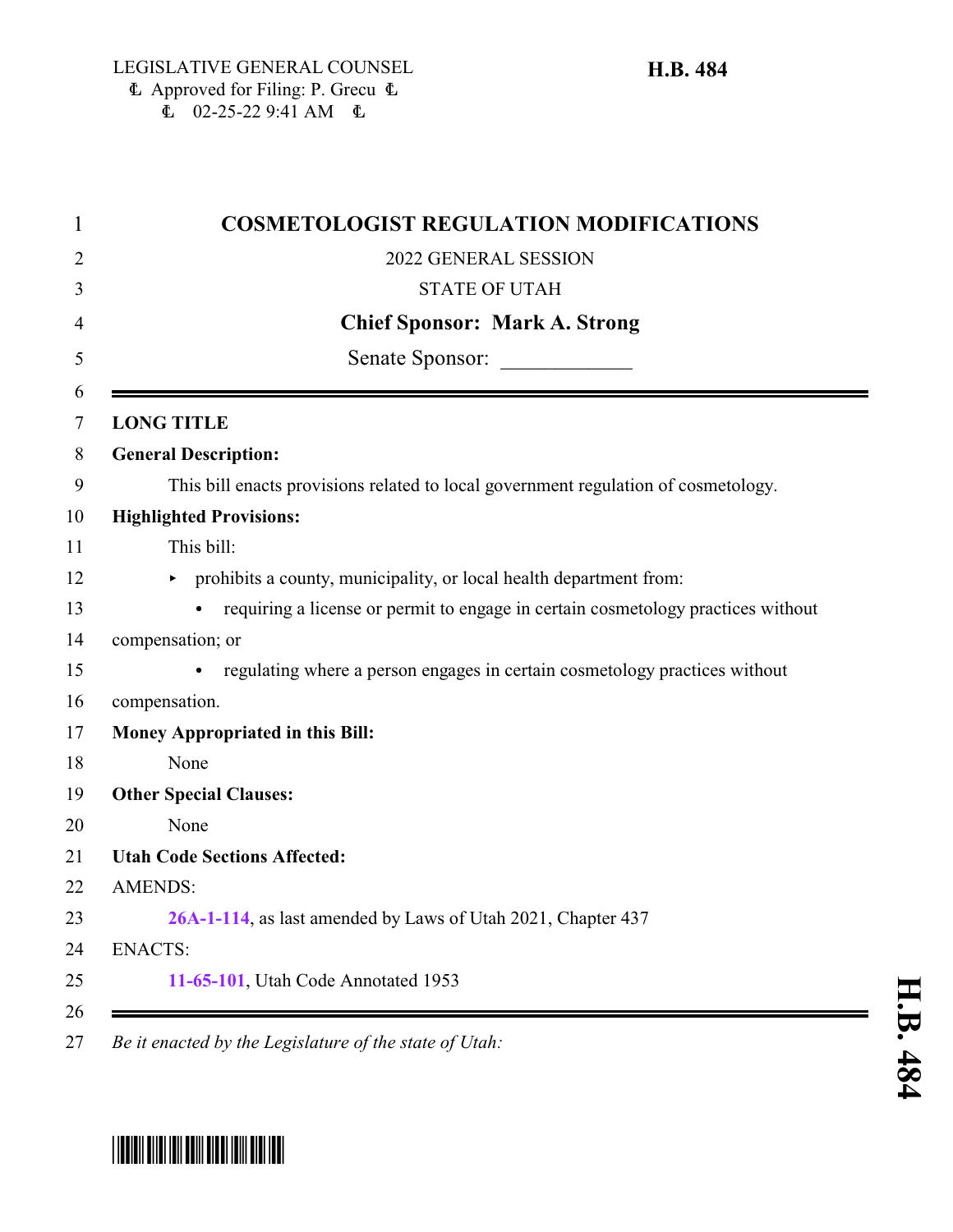LEGISLATIVE GENERAL COUNSEL
Ȼ Approved for Filing: P. Grecu Ȼ
Ȼ 02-25-22 9:41 AM Ȼ

**H.B. 484**

# COSMETOLOGIST REGULATION MODIFICATIONS

2022 GENERAL SESSION

STATE OF UTAH

**Chief Sponsor: Mark A. Strong**

Senate Sponsor: ____________

---

**LONG TITLE**

**General Description:**

This bill enacts provisions related to local government regulation of cosmetology.

**Highlighted Provisions:**

This bill:

- prohibits a county, municipality, or local health department from:
  - requiring a license or permit to engage in certain cosmetology practices without compensation; or
  - regulating where a person engages in certain cosmetology practices without compensation.

**Money Appropriated in this Bill:**

None

**Other Special Clauses:**

None

**Utah Code Sections Affected:**

AMENDS:

**26A-1-114**, as last amended by Laws of Utah 2021, Chapter 437

ENACTS:

**11-65-101**, Utah Code Annotated 1953

---

*Be it enacted by the Legislature of the state of Utah:*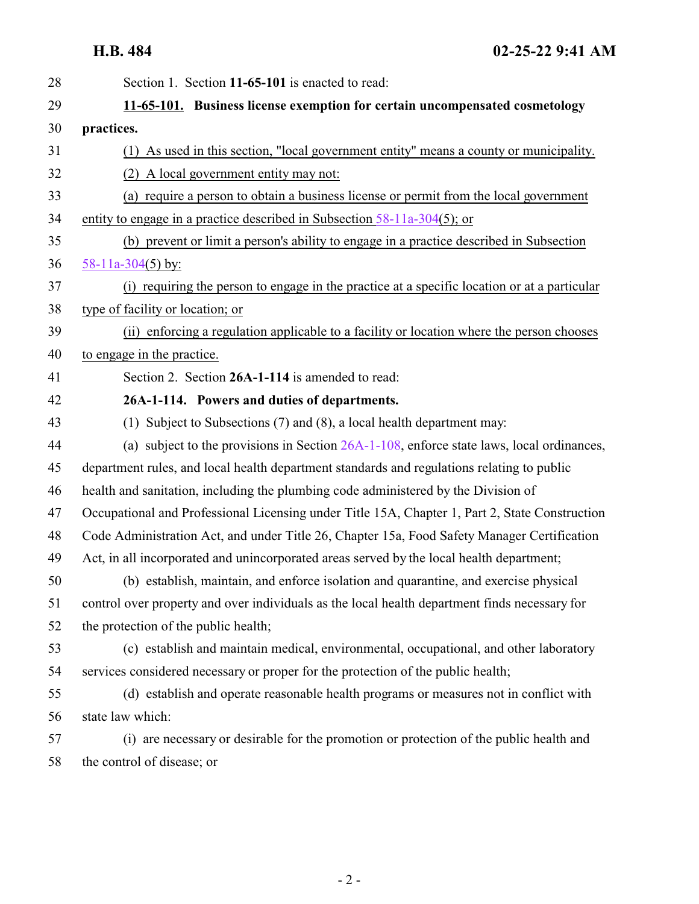Section 1. Section **11-65-101** is enacted to read:

**11-65-101. Business license exemption for certain uncompensated cosmetology practices.**

(1) As used in this section, "local government entity" means a county or municipality.

(2) A local government entity may not:

(a) require a person to obtain a business license or permit from the local government entity to engage in a practice described in Subsection 58-11a-304(5); or

(b) prevent or limit a person's ability to engage in a practice described in Subsection 58-11a-304(5) by:

(i) requiring the person to engage in the practice at a specific location or at a particular type of facility or location; or

(ii) enforcing a regulation applicable to a facility or location where the person chooses to engage in the practice.

Section 2. Section **26A-1-114** is amended to read:

**26A-1-114. Powers and duties of departments.**

(1) Subject to Subsections (7) and (8), a local health department may:

(a) subject to the provisions in Section 26A-1-108, enforce state laws, local ordinances, department rules, and local health department standards and regulations relating to public health and sanitation, including the plumbing code administered by the Division of Occupational and Professional Licensing under Title 15A, Chapter 1, Part 2, State Construction Code Administration Act, and under Title 26, Chapter 15a, Food Safety Manager Certification Act, in all incorporated and unincorporated areas served by the local health department;

(b) establish, maintain, and enforce isolation and quarantine, and exercise physical control over property and over individuals as the local health department finds necessary for the protection of the public health;

(c) establish and maintain medical, environmental, occupational, and other laboratory services considered necessary or proper for the protection of the public health;

(d) establish and operate reasonable health programs or measures not in conflict with state law which:

(i) are necessary or desirable for the promotion or protection of the public health and the control of disease; or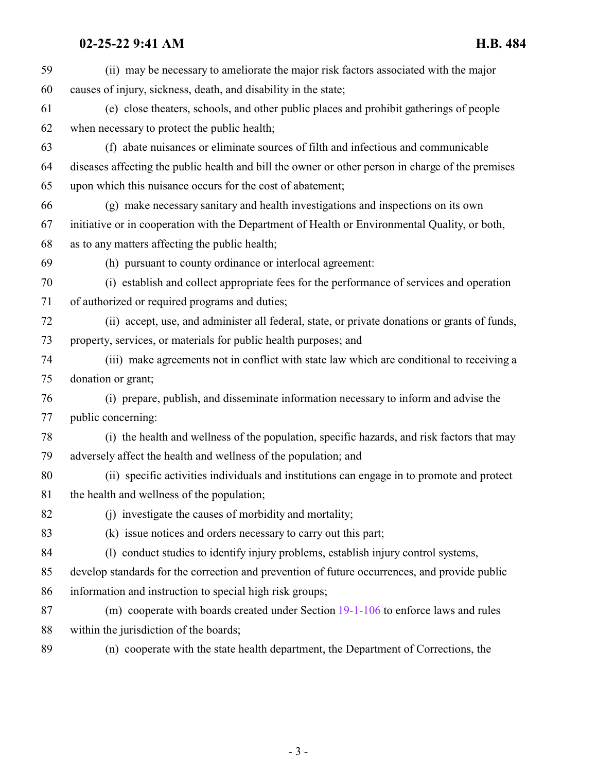(ii) may be necessary to ameliorate the major risk factors associated with the major causes of injury, sickness, death, and disability in the state;

(e) close theaters, schools, and other public places and prohibit gatherings of people when necessary to protect the public health;

(f) abate nuisances or eliminate sources of filth and infectious and communicable diseases affecting the public health and bill the owner or other person in charge of the premises upon which this nuisance occurs for the cost of abatement;

(g) make necessary sanitary and health investigations and inspections on its own initiative or in cooperation with the Department of Health or Environmental Quality, or both, as to any matters affecting the public health;

(h) pursuant to county ordinance or interlocal agreement:

(i) establish and collect appropriate fees for the performance of services and operation of authorized or required programs and duties;

(ii) accept, use, and administer all federal, state, or private donations or grants of funds, property, services, or materials for public health purposes; and

(iii) make agreements not in conflict with state law which are conditional to receiving a donation or grant;

(i) prepare, publish, and disseminate information necessary to inform and advise the public concerning:

(i) the health and wellness of the population, specific hazards, and risk factors that may adversely affect the health and wellness of the population; and

(ii) specific activities individuals and institutions can engage in to promote and protect the health and wellness of the population;

(j) investigate the causes of morbidity and mortality;

(k) issue notices and orders necessary to carry out this part;

(l) conduct studies to identify injury problems, establish injury control systems, develop standards for the correction and prevention of future occurrences, and provide public information and instruction to special high risk groups;

(m) cooperate with boards created under Section 19-1-106 to enforce laws and rules within the jurisdiction of the boards;

(n) cooperate with the state health department, the Department of Corrections, the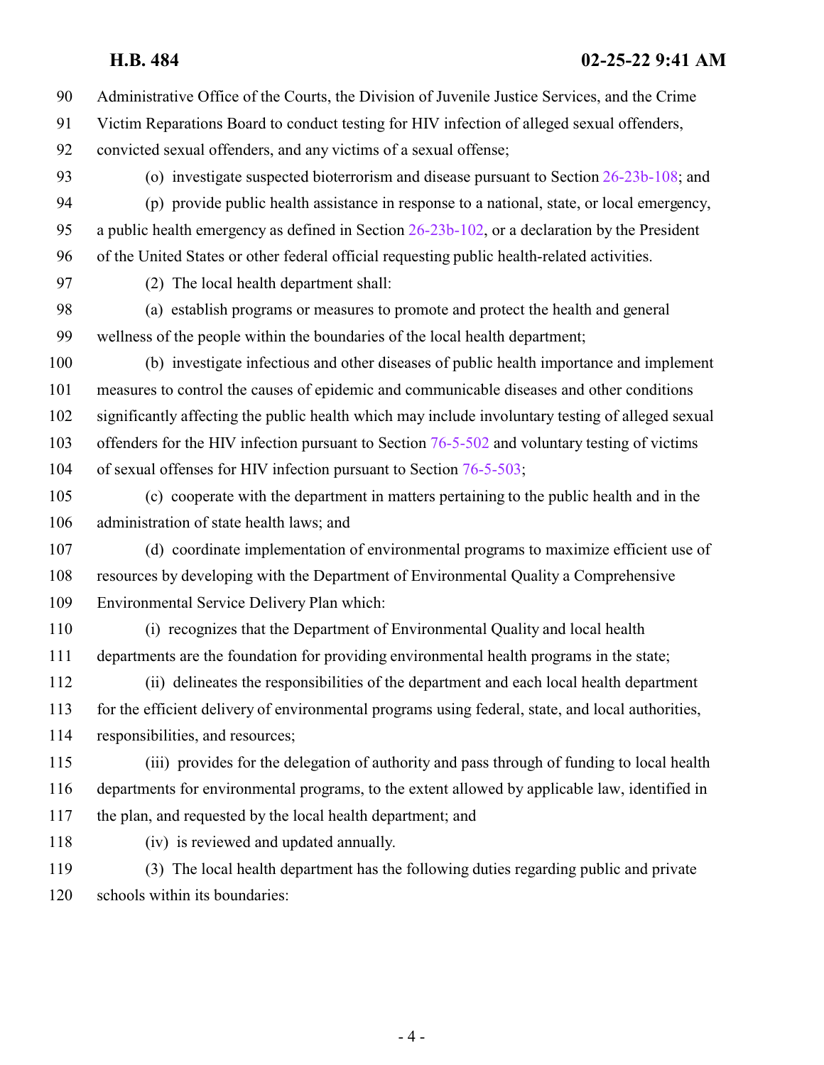Administrative Office of the Courts, the Division of Juvenile Justice Services, and the Crime Victim Reparations Board to conduct testing for HIV infection of alleged sexual offenders, convicted sexual offenders, and any victims of a sexual offense;

(o) investigate suspected bioterrorism and disease pursuant to Section 26-23b-108; and

(p) provide public health assistance in response to a national, state, or local emergency, a public health emergency as defined in Section 26-23b-102, or a declaration by the President of the United States or other federal official requesting public health-related activities.

(2) The local health department shall:

(a) establish programs or measures to promote and protect the health and general wellness of the people within the boundaries of the local health department;

(b) investigate infectious and other diseases of public health importance and implement measures to control the causes of epidemic and communicable diseases and other conditions significantly affecting the public health which may include involuntary testing of alleged sexual offenders for the HIV infection pursuant to Section 76-5-502 and voluntary testing of victims of sexual offenses for HIV infection pursuant to Section 76-5-503;

(c) cooperate with the department in matters pertaining to the public health and in the administration of state health laws; and

(d) coordinate implementation of environmental programs to maximize efficient use of resources by developing with the Department of Environmental Quality a Comprehensive Environmental Service Delivery Plan which:

(i) recognizes that the Department of Environmental Quality and local health departments are the foundation for providing environmental health programs in the state;

(ii) delineates the responsibilities of the department and each local health department for the efficient delivery of environmental programs using federal, state, and local authorities, responsibilities, and resources;

(iii) provides for the delegation of authority and pass through of funding to local health departments for environmental programs, to the extent allowed by applicable law, identified in the plan, and requested by the local health department; and

(iv) is reviewed and updated annually.

(3) The local health department has the following duties regarding public and private schools within its boundaries: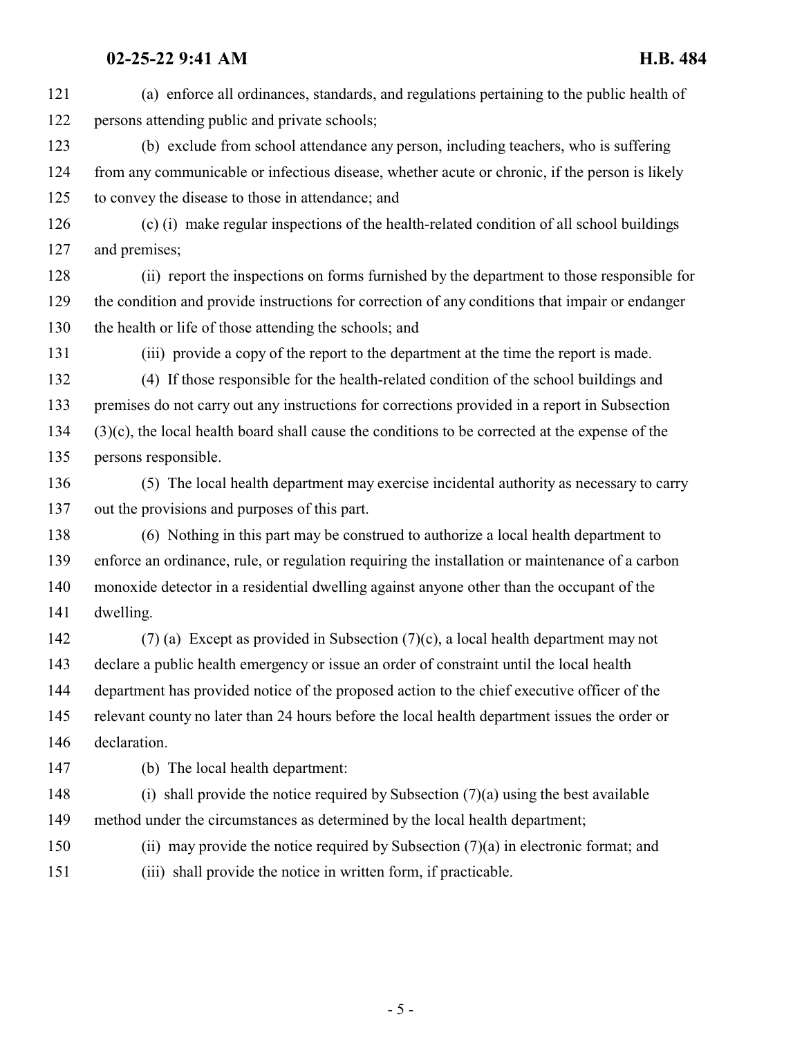(a) enforce all ordinances, standards, and regulations pertaining to the public health of persons attending public and private schools;

(b) exclude from school attendance any person, including teachers, who is suffering from any communicable or infectious disease, whether acute or chronic, if the person is likely to convey the disease to those in attendance; and

(c) (i) make regular inspections of the health-related condition of all school buildings and premises;

(ii) report the inspections on forms furnished by the department to those responsible for the condition and provide instructions for correction of any conditions that impair or endanger the health or life of those attending the schools; and

(iii) provide a copy of the report to the department at the time the report is made.

(4) If those responsible for the health-related condition of the school buildings and premises do not carry out any instructions for corrections provided in a report in Subsection (3)(c), the local health board shall cause the conditions to be corrected at the expense of the persons responsible.

(5) The local health department may exercise incidental authority as necessary to carry out the provisions and purposes of this part.

(6) Nothing in this part may be construed to authorize a local health department to enforce an ordinance, rule, or regulation requiring the installation or maintenance of a carbon monoxide detector in a residential dwelling against anyone other than the occupant of the dwelling.

(7) (a) Except as provided in Subsection (7)(c), a local health department may not declare a public health emergency or issue an order of constraint until the local health department has provided notice of the proposed action to the chief executive officer of the relevant county no later than 24 hours before the local health department issues the order or declaration.

(b) The local health department:

(i) shall provide the notice required by Subsection (7)(a) using the best available method under the circumstances as determined by the local health department;

(ii) may provide the notice required by Subsection (7)(a) in electronic format; and

(iii) shall provide the notice in written form, if practicable.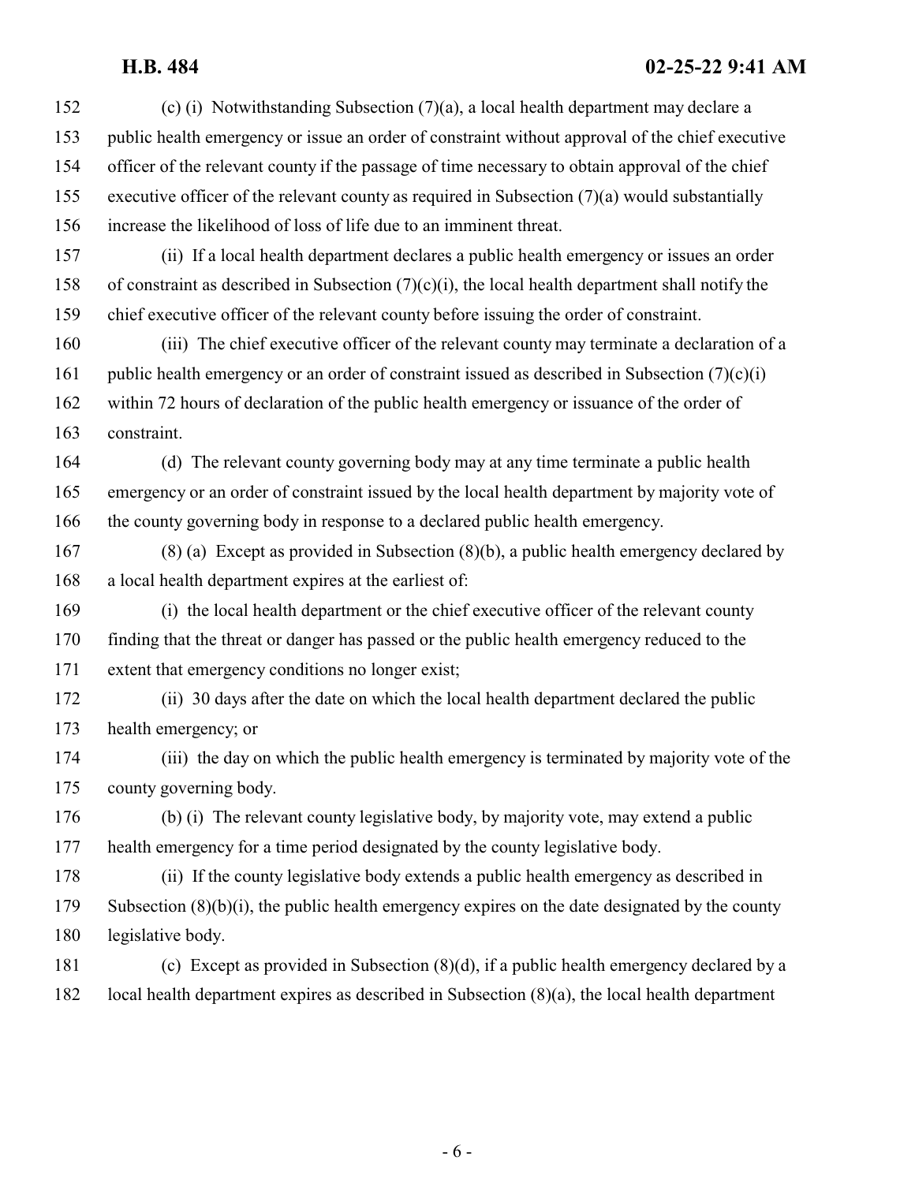(c) (i) Notwithstanding Subsection (7)(a), a local health department may declare a public health emergency or issue an order of constraint without approval of the chief executive officer of the relevant county if the passage of time necessary to obtain approval of the chief executive officer of the relevant county as required in Subsection (7)(a) would substantially increase the likelihood of loss of life due to an imminent threat.

(ii) If a local health department declares a public health emergency or issues an order of constraint as described in Subsection (7)(c)(i), the local health department shall notify the chief executive officer of the relevant county before issuing the order of constraint.

(iii) The chief executive officer of the relevant county may terminate a declaration of a public health emergency or an order of constraint issued as described in Subsection (7)(c)(i) within 72 hours of declaration of the public health emergency or issuance of the order of constraint.

(d) The relevant county governing body may at any time terminate a public health emergency or an order of constraint issued by the local health department by majority vote of the county governing body in response to a declared public health emergency.

(8) (a) Except as provided in Subsection (8)(b), a public health emergency declared by a local health department expires at the earliest of:

(i) the local health department or the chief executive officer of the relevant county finding that the threat or danger has passed or the public health emergency reduced to the extent that emergency conditions no longer exist;

(ii) 30 days after the date on which the local health department declared the public health emergency; or

(iii) the day on which the public health emergency is terminated by majority vote of the county governing body.

(b) (i) The relevant county legislative body, by majority vote, may extend a public health emergency for a time period designated by the county legislative body.

(ii) If the county legislative body extends a public health emergency as described in Subsection (8)(b)(i), the public health emergency expires on the date designated by the county legislative body.

(c) Except as provided in Subsection (8)(d), if a public health emergency declared by a local health department expires as described in Subsection (8)(a), the local health department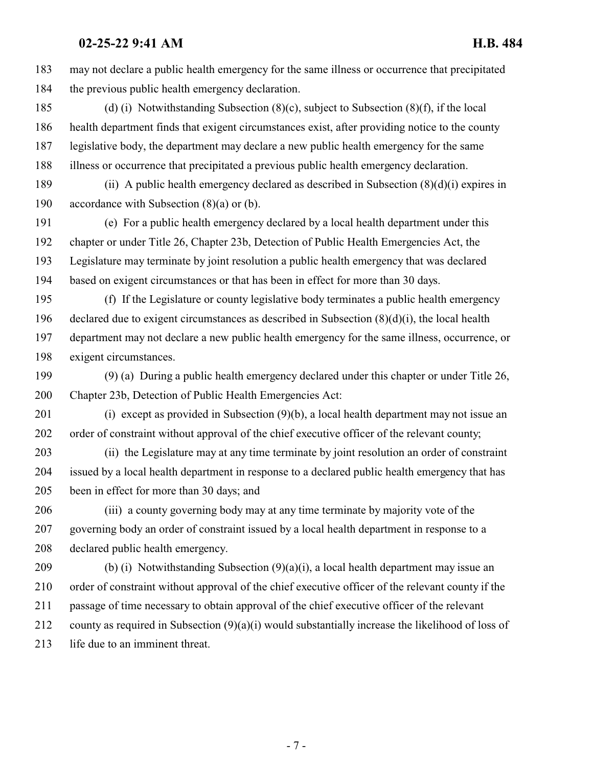may not declare a public health emergency for the same illness or occurrence that precipitated the previous public health emergency declaration.

(d) (i) Notwithstanding Subsection (8)(c), subject to Subsection (8)(f), if the local health department finds that exigent circumstances exist, after providing notice to the county legislative body, the department may declare a new public health emergency for the same illness or occurrence that precipitated a previous public health emergency declaration.

(ii) A public health emergency declared as described in Subsection (8)(d)(i) expires in accordance with Subsection (8)(a) or (b).

(e) For a public health emergency declared by a local health department under this chapter or under Title 26, Chapter 23b, Detection of Public Health Emergencies Act, the Legislature may terminate by joint resolution a public health emergency that was declared based on exigent circumstances or that has been in effect for more than 30 days.

(f) If the Legislature or county legislative body terminates a public health emergency declared due to exigent circumstances as described in Subsection (8)(d)(i), the local health department may not declare a new public health emergency for the same illness, occurrence, or exigent circumstances.

(9) (a) During a public health emergency declared under this chapter or under Title 26, Chapter 23b, Detection of Public Health Emergencies Act:

(i) except as provided in Subsection (9)(b), a local health department may not issue an order of constraint without approval of the chief executive officer of the relevant county;

(ii) the Legislature may at any time terminate by joint resolution an order of constraint issued by a local health department in response to a declared public health emergency that has been in effect for more than 30 days; and

(iii) a county governing body may at any time terminate by majority vote of the governing body an order of constraint issued by a local health department in response to a declared public health emergency.

(b) (i) Notwithstanding Subsection (9)(a)(i), a local health department may issue an order of constraint without approval of the chief executive officer of the relevant county if the passage of time necessary to obtain approval of the chief executive officer of the relevant county as required in Subsection (9)(a)(i) would substantially increase the likelihood of loss of life due to an imminent threat.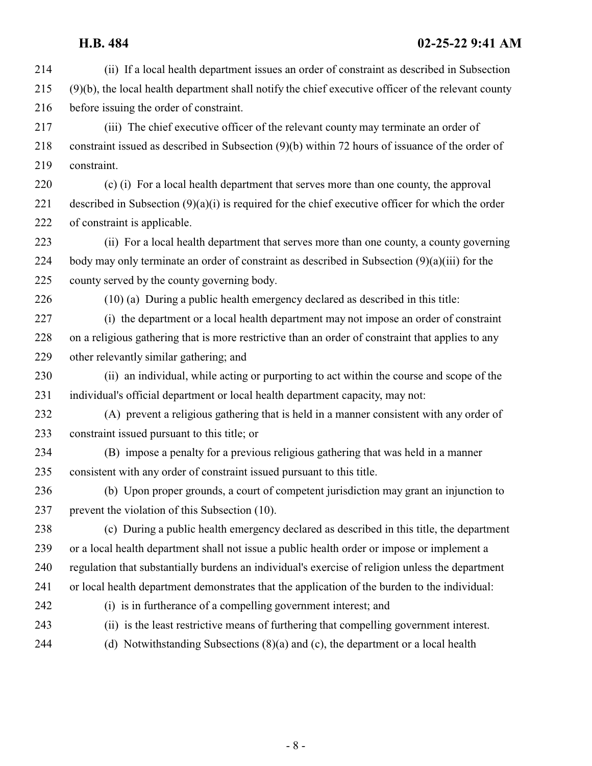(ii) If a local health department issues an order of constraint as described in Subsection (9)(b), the local health department shall notify the chief executive officer of the relevant county before issuing the order of constraint.

(iii) The chief executive officer of the relevant county may terminate an order of constraint issued as described in Subsection (9)(b) within 72 hours of issuance of the order of constraint.

(c) (i) For a local health department that serves more than one county, the approval described in Subsection (9)(a)(i) is required for the chief executive officer for which the order of constraint is applicable.

(ii) For a local health department that serves more than one county, a county governing body may only terminate an order of constraint as described in Subsection (9)(a)(iii) for the county served by the county governing body.

(10) (a) During a public health emergency declared as described in this title:

(i) the department or a local health department may not impose an order of constraint on a religious gathering that is more restrictive than an order of constraint that applies to any other relevantly similar gathering; and

(ii) an individual, while acting or purporting to act within the course and scope of the individual's official department or local health department capacity, may not:

(A) prevent a religious gathering that is held in a manner consistent with any order of constraint issued pursuant to this title; or

(B) impose a penalty for a previous religious gathering that was held in a manner consistent with any order of constraint issued pursuant to this title.

(b) Upon proper grounds, a court of competent jurisdiction may grant an injunction to prevent the violation of this Subsection (10).

(c) During a public health emergency declared as described in this title, the department or a local health department shall not issue a public health order or impose or implement a regulation that substantially burdens an individual's exercise of religion unless the department or local health department demonstrates that the application of the burden to the individual:

(i) is in furtherance of a compelling government interest; and

(ii) is the least restrictive means of furthering that compelling government interest.

(d) Notwithstanding Subsections (8)(a) and (c), the department or a local health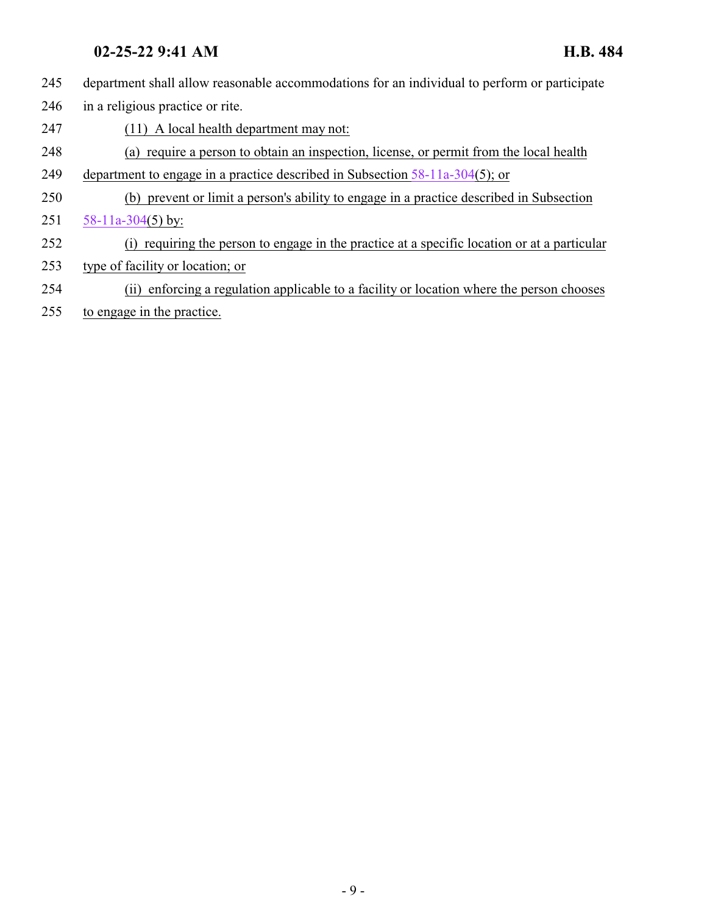department shall allow reasonable accommodations for an individual to perform or participate in a religious practice or rite.

(11) A local health department may not:

(a) require a person to obtain an inspection, license, or permit from the local health department to engage in a practice described in Subsection 58-11a-304(5); or

(b) prevent or limit a person's ability to engage in a practice described in Subsection 58-11a-304(5) by:

(i) requiring the person to engage in the practice at a specific location or at a particular type of facility or location; or

(ii) enforcing a regulation applicable to a facility or location where the person chooses to engage in the practice.